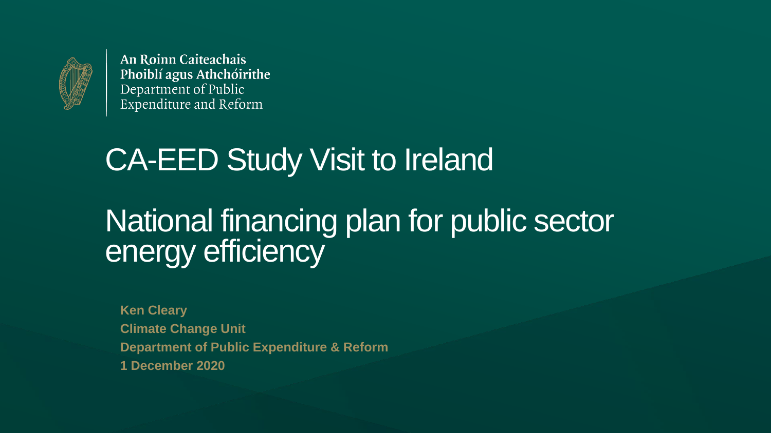An Roinn Caiteachais
Phoiblí agus Athchóirithe
Department of Public
Expenditure and Reform

# CA-EED Study Visit to Ireland

# National financing plan for public sector energy efficiency

**Ken Cleary**
**Climate Change Unit**
**Department of Public Expenditure & Reform**
**1 December 2020**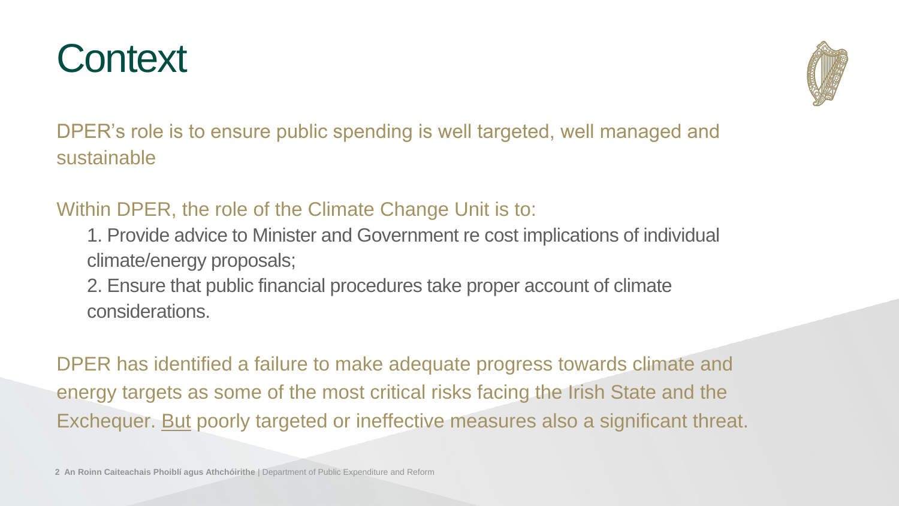# Context

DPER's role is to ensure public spending is well targeted, well managed and sustainable

Within DPER, the role of the Climate Change Unit is to:

1. Provide advice to Minister and Government re cost implications of individual climate/energy proposals;
2. Ensure that public financial procedures take proper account of climate considerations.

DPER has identified a failure to make adequate progress towards climate and energy targets as some of the most critical risks facing the Irish State and the Exchequer. But poorly targeted or ineffective measures also a significant threat.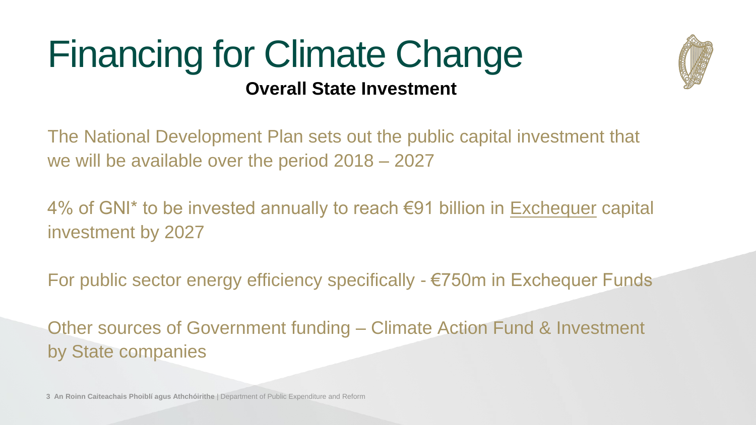# Financing for Climate Change

## Overall State Investment

The National Development Plan sets out the public capital investment that we will be available over the period 2018 – 2027

4% of GNI* to be invested annually to reach €91 billion in Exchequer capital investment by 2027

For public sector energy efficiency specifically - €750m in Exchequer Funds

Other sources of Government funding – Climate Action Fund & Investment by State companies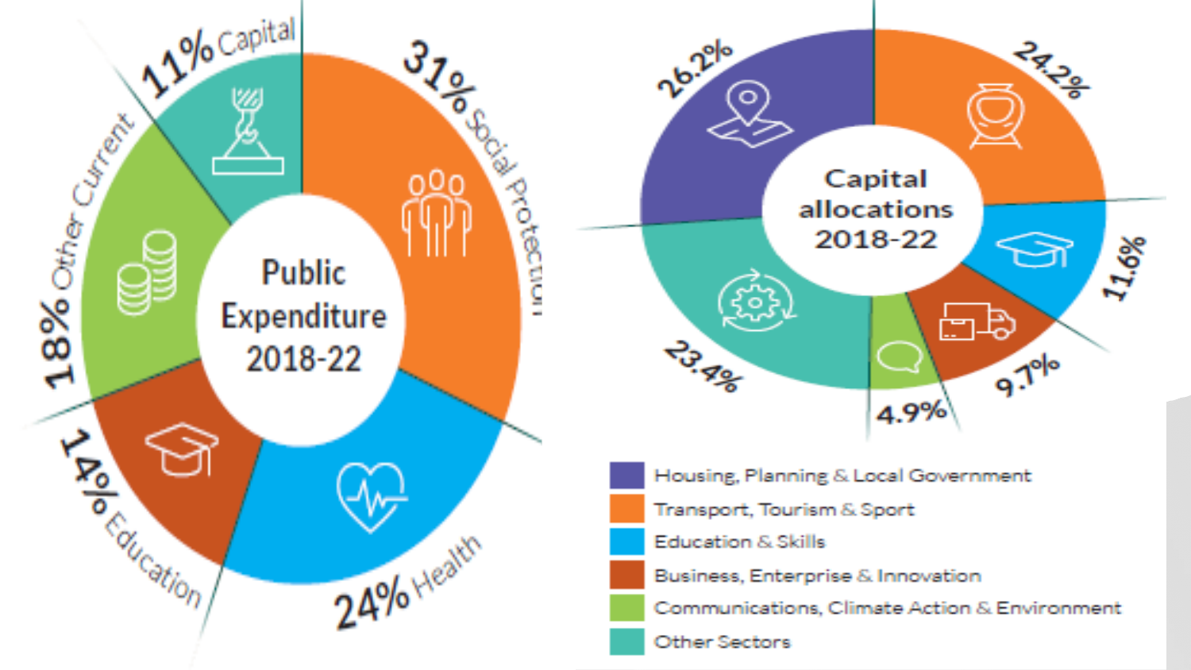## Public Expenditure 2018-22

- 31% Social Protection
- 24% Health
- 14% Education
- 18% Other Current
- 11% Capital

## Capital allocations 2018-22

| Sector | Share |
| --- | --- |
| Housing, Planning & Local Government | 26.2% |
| Transport, Tourism & Sport | 24.2% |
| Education & Skills | 11.6% |
| Business, Enterprise & Innovation | 9.7% |
| Communications, Climate Action & Environment | 4.9% |
| Other Sectors | 23.4% |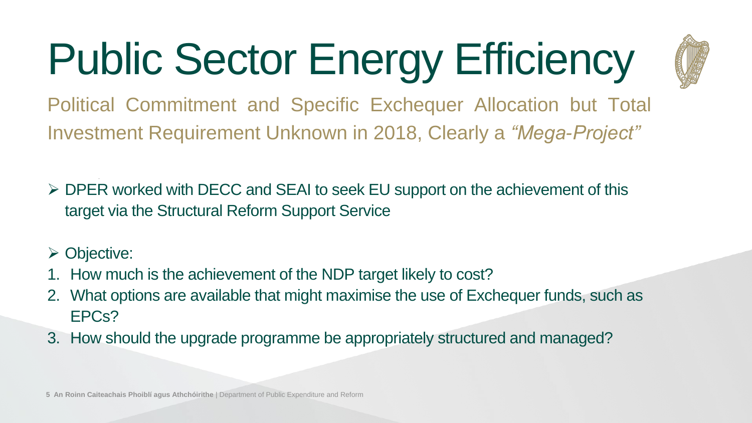# Public Sector Energy Efficiency

Political Commitment and Specific Exchequer Allocation but Total Investment Requirement Unknown in 2018, Clearly a *"Mega-Project"*

- DPER worked with DECC and SEAI to seek EU support on the achievement of this target via the Structural Reform Support Service

- Objective:

1. How much is the achievement of the NDP target likely to cost?
2. What options are available that might maximise the use of Exchequer funds, such as EPCs?
3. How should the upgrade programme be appropriately structured and managed?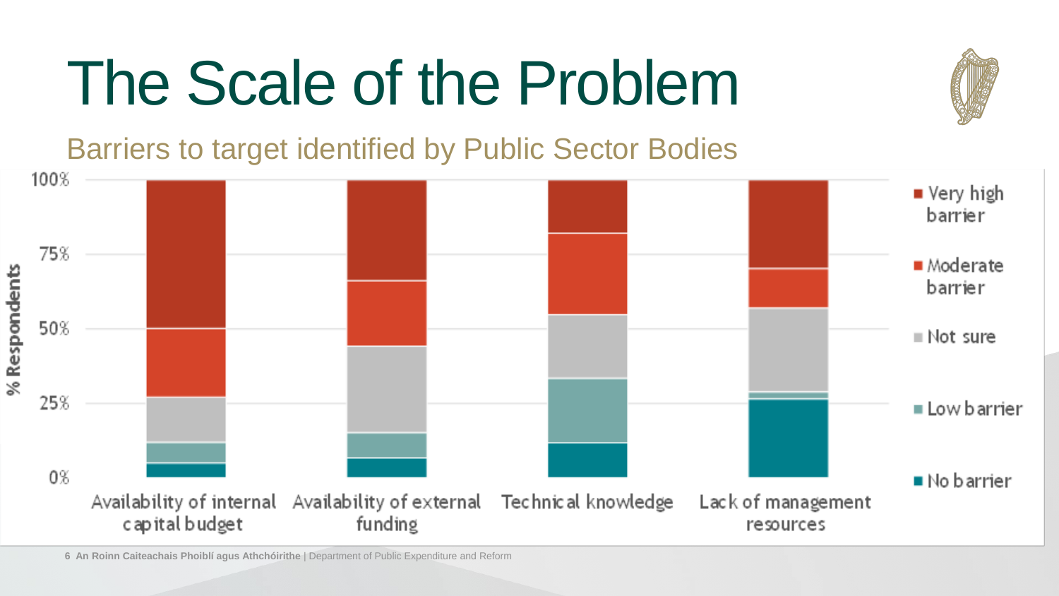# The Scale of the Problem

## Barriers to target identified by Public Sector Bodies

% Respondents

100%
75%
50%
25%
0%

Availability of internal capital budget | Availability of external funding | Technical knowledge | Lack of management resources

■ Very high barrier
■ Moderate barrier
■ Not sure
■ Low barrier
■ No barrier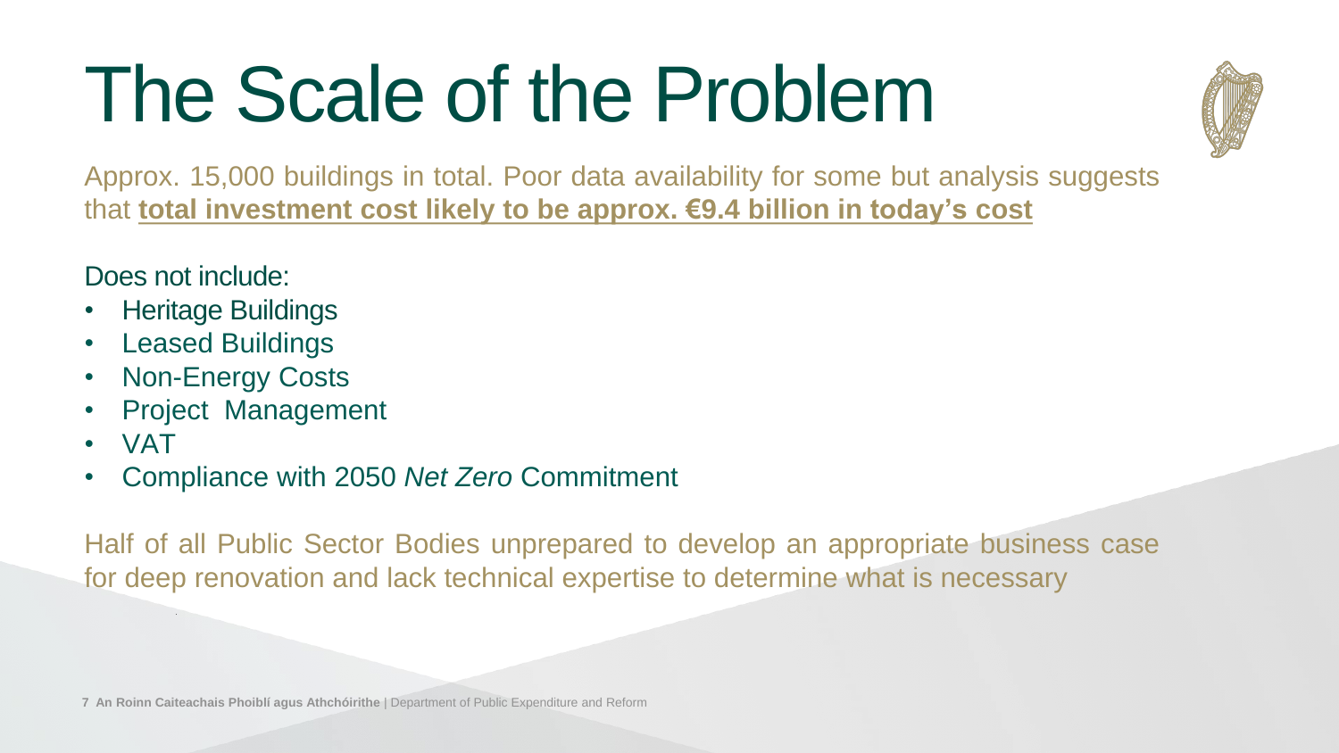# The Scale of the Problem

Approx. 15,000 buildings in total. Poor data availability for some but analysis suggests that **total investment cost likely to be approx. €9.4 billion in today's cost**

Does not include:

- Heritage Buildings
- Leased Buildings
- Non-Energy Costs
- Project Management
- VAT
- Compliance with 2050 *Net Zero* Commitment

Half of all Public Sector Bodies unprepared to develop an appropriate business case for deep renovation and lack technical expertise to determine what is necessary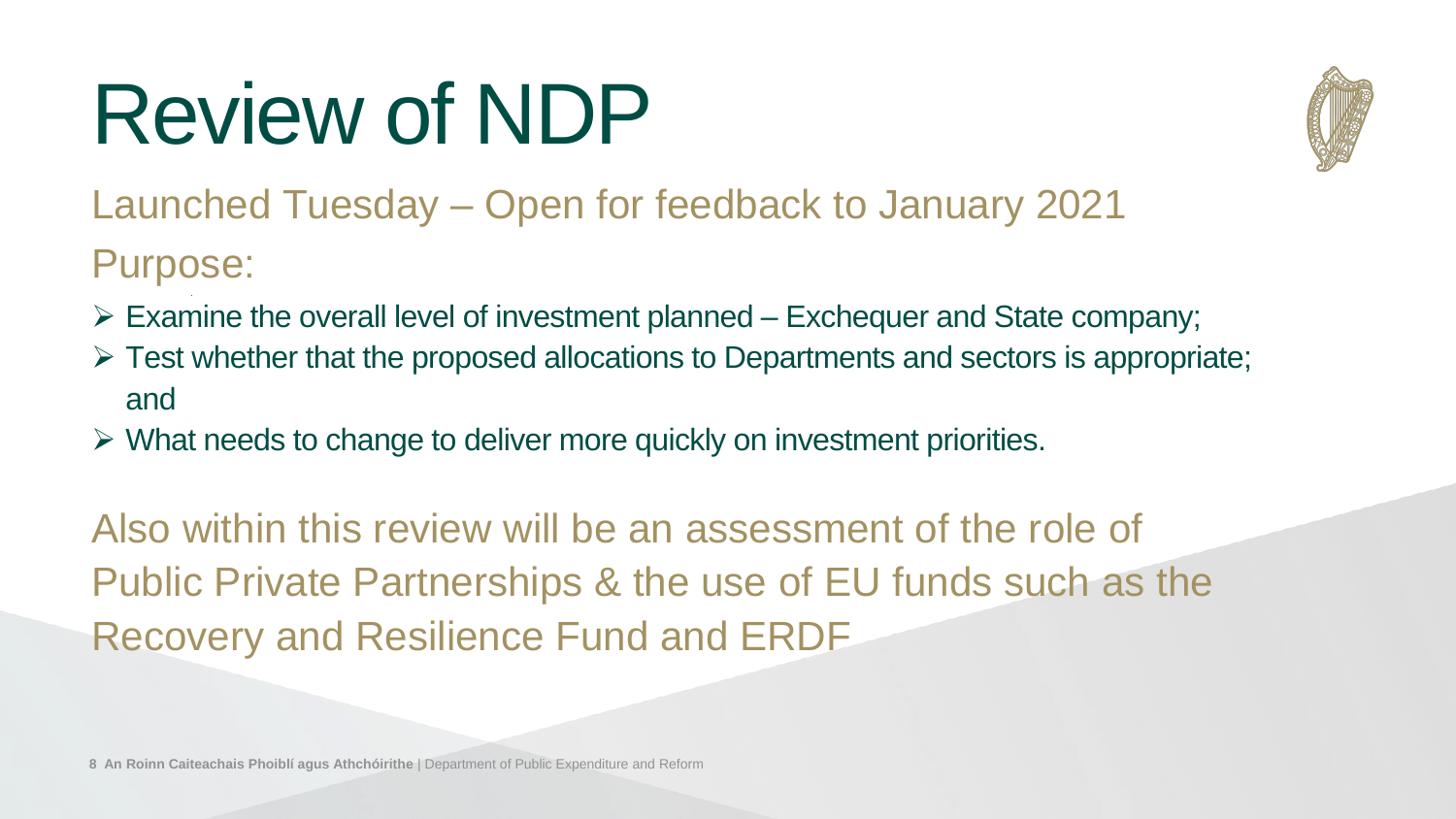# Review of NDP

Launched Tuesday – Open for feedback to January 2021

Purpose:

- Examine the overall level of investment planned – Exchequer and State company;
- Test whether that the proposed allocations to Departments and sectors is appropriate; and
- What needs to change to deliver more quickly on investment priorities.

Also within this review will be an assessment of the role of Public Private Partnerships & the use of EU funds such as the Recovery and Resilience Fund and ERDF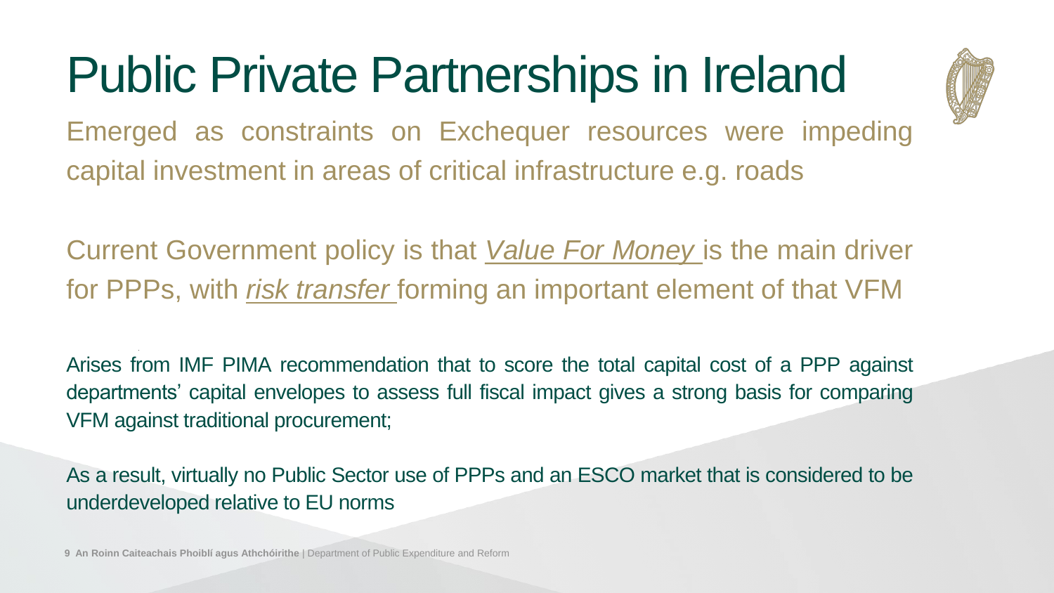# Public Private Partnerships in Ireland

Emerged as constraints on Exchequer resources were impeding capital investment in areas of critical infrastructure e.g. roads

Current Government policy is that *Value For Money* is the main driver for PPPs, with *risk transfer* forming an important element of that VFM

Arises from IMF PIMA recommendation that to score the total capital cost of a PPP against departments' capital envelopes to assess full fiscal impact gives a strong basis for comparing VFM against traditional procurement;

As a result, virtually no Public Sector use of PPPs and an ESCO market that is considered to be underdeveloped relative to EU norms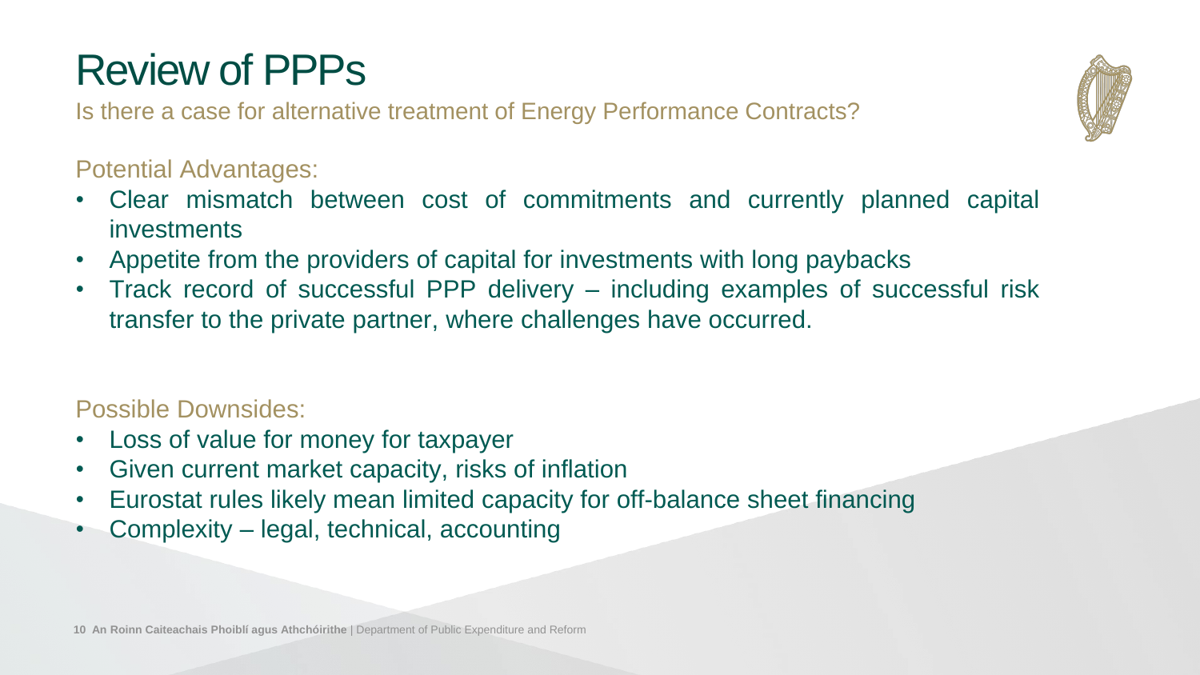# Review of PPPs

Is there a case for alternative treatment of Energy Performance Contracts?

## Potential Advantages:

- Clear mismatch between cost of commitments and currently planned capital investments
- Appetite from the providers of capital for investments with long paybacks
- Track record of successful PPP delivery – including examples of successful risk transfer to the private partner, where challenges have occurred.

## Possible Downsides:

- Loss of value for money for taxpayer
- Given current market capacity, risks of inflation
- Eurostat rules likely mean limited capacity for off-balance sheet financing
- Complexity – legal, technical, accounting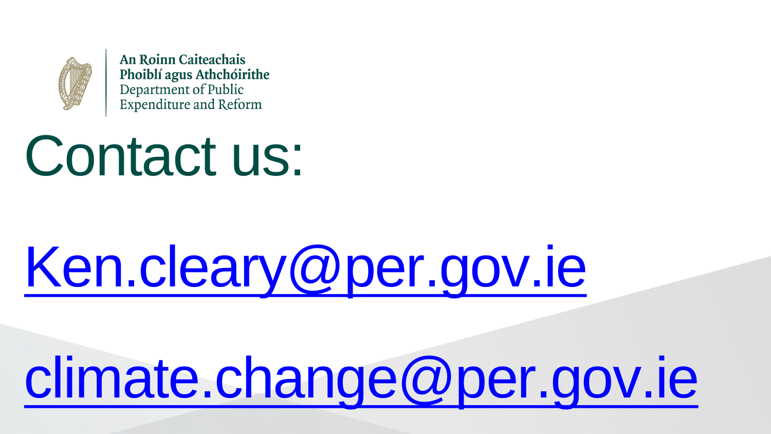An Roinn Caiteachais Phoiblí agus Athchóirithe
Department of Public Expenditure and Reform

# Contact us:

[Ken.cleary@per.gov.ie](mailto:Ken.cleary@per.gov.ie)

[climate.change@per.gov.ie](mailto:climate.change@per.gov.ie)